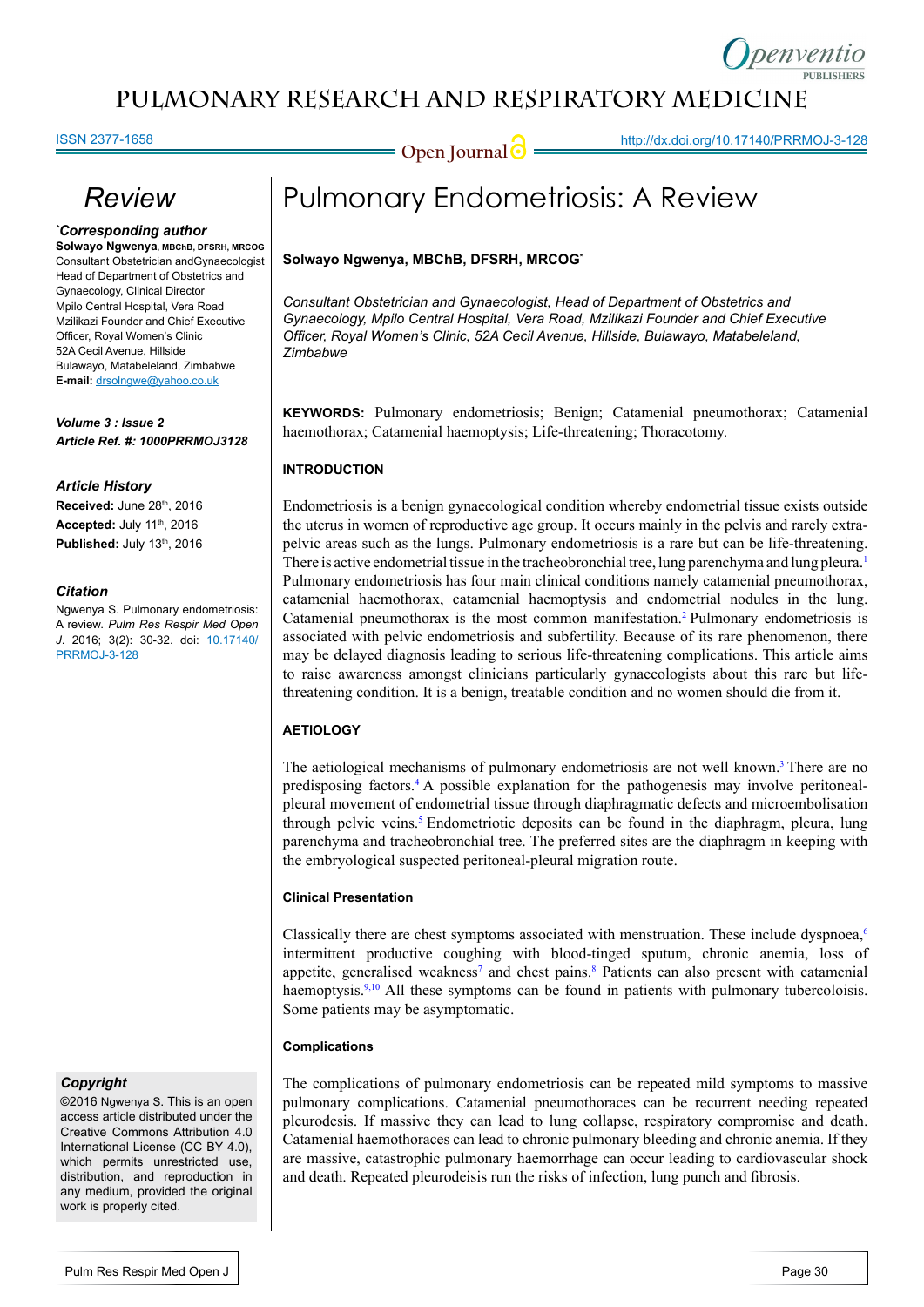# Pulmonary Endometriosis: A Review

**Review**

***Corresponding author**
**Solwayo Ngwenya**, MBChB, DFSRH, MRCOG
Consultant Obstetrician andGynaecologist
Head of Department of Obstetrics and Gynaecology, Clinical Director
Mpilo Central Hospital, Vera Road
Mzilikazi Founder and Chief Executive Officer, Royal Women's Clinic
52A Cecil Avenue, Hillside
Bulawayo, Matabeleland, Zimbabwe
**E-mail:** drsolngwe@yahoo.co.uk

***Volume 3 : Issue 2***
***Article Ref. #: 1000PRRMOJ3128***

***Article History***
**Received:** June 28th, 2016
**Accepted:** July 11th, 2016
**Published:** July 13th, 2016

***Citation***
Ngwenya S. Pulmonary endometriosis: A review. *Pulm Res Respir Med Open J.* 2016; 3(2): 30-32. doi: 10.17140/PRRMOJ-3-128

***Copyright***
©2016 Ngwenya S. This is an open access article distributed under the Creative Commons Attribution 4.0 International License (CC BY 4.0), which permits unrestricted use, distribution, and reproduction in any medium, provided the original work is properly cited.

**Solwayo Ngwenya, MBChB, DFSRH, MRCOG***

*Consultant Obstetrician and Gynaecologist, Head of Department of Obstetrics and Gynaecology, Mpilo Central Hospital, Vera Road, Mzilikazi Founder and Chief Executive Officer, Royal Women's Clinic, 52A Cecil Avenue, Hillside, Bulawayo, Matabeleland, Zimbabwe*

**KEYWORDS:** Pulmonary endometriosis; Benign; Catamenial pneumothorax; Catamenial haemothorax; Catamenial haemoptysis; Life-threatening; Thoracotomy.

## INTRODUCTION

Endometriosis is a benign gynaecological condition whereby endometrial tissue exists outside the uterus in women of reproductive age group. It occurs mainly in the pelvis and rarely extra-pelvic areas such as the lungs. Pulmonary endometriosis is a rare but can be life-threatening. There is active endometrial tissue in the tracheobronchial tree, lung parenchyma and lung pleura.[1] Pulmonary endometriosis has four main clinical conditions namely catamenial pneumothorax, catamenial haemothorax, catamenial haemoptysis and endometrial nodules in the lung. Catamenial pneumothorax is the most common manifestation.[2] Pulmonary endometriosis is associated with pelvic endometriosis and subfertility. Because of its rare phenomenon, there may be delayed diagnosis leading to serious life-threatening complications. This article aims to raise awareness amongst clinicians particularly gynaecologists about this rare but life-threatening condition. It is a benign, treatable condition and no women should die from it.

## AETIOLOGY

The aetiological mechanisms of pulmonary endometriosis are not well known.[3] There are no predisposing factors.[4] A possible explanation for the pathogenesis may involve peritoneal-pleural movement of endometrial tissue through diaphragmatic defects and microembolisation through pelvic veins.[5] Endometriotic deposits can be found in the diaphragm, pleura, lung parenchyma and tracheobronchial tree. The preferred sites are the diaphragm in keeping with the embryological suspected peritoneal-pleural migration route.

### Clinical Presentation

Classically there are chest symptoms associated with menstruation. These include dyspnoea,[6] intermittent productive coughing with blood-tinged sputum, chronic anemia, loss of appetite, generalised weakness[7] and chest pains.[8] Patients can also present with catamenial haemoptysis.[9,10] All these symptoms can be found in patients with pulmonary tubercoloisis. Some patients may be asymptomatic.

### Complications

The complications of pulmonary endometriosis can be repeated mild symptoms to massive pulmonary complications. Catamenial pneumothoraces can be recurrent needing repeated pleurodesis. If massive they can lead to lung collapse, respiratory compromise and death. Catamenial haemothoraces can lead to chronic pulmonary bleeding and chronic anemia. If they are massive, catastrophic pulmonary haemorrhage can occur leading to cardiovascular shock and death. Repeated pleurodeisis run the risks of infection, lung punch and fibrosis.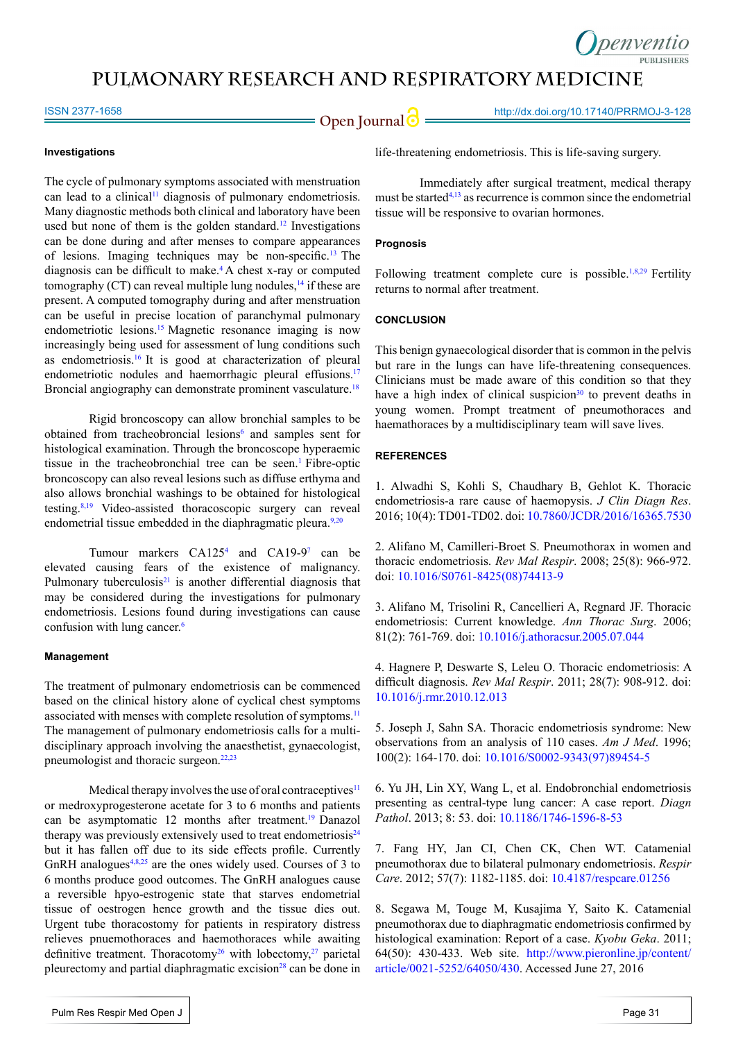#### Investigations

The cycle of pulmonary symptoms associated with menstruation can lead to a clinical[11] diagnosis of pulmonary endometriosis. Many diagnostic methods both clinical and laboratory have been used but none of them is the golden standard.[12] Investigations can be done during and after menses to compare appearances of lesions. Imaging techniques may be non-specific.[13] The diagnosis can be difficult to make.[4] A chest x-ray or computed tomography (CT) can reveal multiple lung nodules,[14] if these are present. A computed tomography during and after menstruation can be useful in precise location of paranchymal pulmonary endometriotic lesions.[15] Magnetic resonance imaging is now increasingly being used for assessment of lung conditions such as endometriosis.[16] It is good at characterization of pleural endometriotic nodules and haemorrhagic pleural effusions.[17] Broncial angiography can demonstrate prominent vasculature.[18]

Rigid broncoscopy can allow bronchial samples to be obtained from tracheobronchial lesions[6] and samples sent for histological examination. Through the broncoscope hyperaemic tissue in the tracheobronchial tree can be seen.[1] Fibre-optic broncoscopy can also reveal lesions such as diffuse erthyma and also allows bronchial washings to be obtained for histological testing.[8,19] Video-assisted thoracoscopic surgery can reveal endometrial tissue embedded in the diaphragmatic pleura.[9,20]

Tumour markers CA125[4] and CA19-9[7] can be elevated causing fears of the existence of malignancy. Pulmonary tuberculosis[21] is another differential diagnosis that may be considered during the investigations for pulmonary endometriosis. Lesions found during investigations can cause confusion with lung cancer.[6]

#### Management

The treatment of pulmonary endometriosis can be commenced based on the clinical history alone of cyclical chest symptoms associated with menses with complete resolution of symptoms.[11] The management of pulmonary endometriosis calls for a multi-disciplinary approach involving the anaesthetist, gynaecologist, pneumologist and thoracic surgeon.[22,23]

Medical therapy involves the use of oral contraceptives[11] or medroxyprogesterone acetate for 3 to 6 months and patients can be asymptomatic 12 months after treatment.[19] Danazol therapy was previously extensively used to treat endometriosis[24] but it has fallen off due to its side effects profile. Currently GnRH analogues[4,8,25] are the ones widely used. Courses of 3 to 6 months produce good outcomes. The GnRH analogues cause a reversible hpyo-estrogenic state that starves endometrial tissue of oestrogen hence growth and the tissue dies out. Urgent tube thoracostomy for patients in respiratory distress relieves pnuemothoraces and haemothoraces while awaiting definitive treatment. Thoracotomy[26] with lobectomy,[27] parietal pleurectomy and partial diaphragmatic excision[28] can be done in life-threatening endometriosis. This is life-saving surgery.

Immediately after surgical treatment, medical therapy must be started[4,13] as recurrence is common since the endometrial tissue will be responsive to ovarian hormones.

#### Prognosis

Following treatment complete cure is possible.[1,8,29] Fertility returns to normal after treatment.

## CONCLUSION

This benign gynaecological disorder that is common in the pelvis but rare in the lungs can have life-threatening consequences. Clinicians must be made aware of this condition so that they have a high index of clinical suspicion[30] to prevent deaths in young women. Prompt treatment of pneumothoraces and haemathoraces by a multidisciplinary team will save lives.

## REFERENCES

1. Alwadhi S, Kohli S, Chaudhary B, Gehlot K. Thoracic endometriosis-a rare cause of haemopysis. *J Clin Diagn Res*. 2016; 10(4): TD01-TD02. doi: 10.7860/JCDR/2016/16365.7530

2. Alifano M, Camilleri-Broet S. Pneumothorax in women and thoracic endometriosis. *Rev Mal Respir*. 2008; 25(8): 966-972. doi: 10.1016/S0761-8425(08)74413-9

3. Alifano M, Trisolini R, Cancellieri A, Regnard JF. Thoracic endometriosis: Current knowledge. *Ann Thorac Surg*. 2006; 81(2): 761-769. doi: 10.1016/j.athoracsur.2005.07.044

4. Hagnere P, Deswarte S, Leleu O. Thoracic endometriosis: A difficult diagnosis. *Rev Mal Respir*. 2011; 28(7): 908-912. doi: 10.1016/j.rmr.2010.12.013

5. Joseph J, Sahn SA. Thoracic endometriosis syndrome: New observations from an analysis of 110 cases. *Am J Med*. 1996; 100(2): 164-170. doi: 10.1016/S0002-9343(97)89454-5

6. Yu JH, Lin XY, Wang L, et al. Endobronchial endometriosis presenting as central-type lung cancer: A case report. *Diagn Pathol*. 2013; 8: 53. doi: 10.1186/1746-1596-8-53

7. Fang HY, Jan CI, Chen CK, Chen WT. Catamenial pneumothorax due to bilateral pulmonary endometriosis. *Respir Care*. 2012; 57(7): 1182-1185. doi: 10.4187/respcare.01256

8. Segawa M, Touge M, Kusajima Y, Saito K. Catamenial pneumothorax due to diaphragmatic endometriosis confirmed by histological examination: Report of a case. *Kyobu Geka*. 2011; 64(50): 430-433. Web site. http://www.pieronline.jp/content/article/0021-5252/64050/430. Accessed June 27, 2016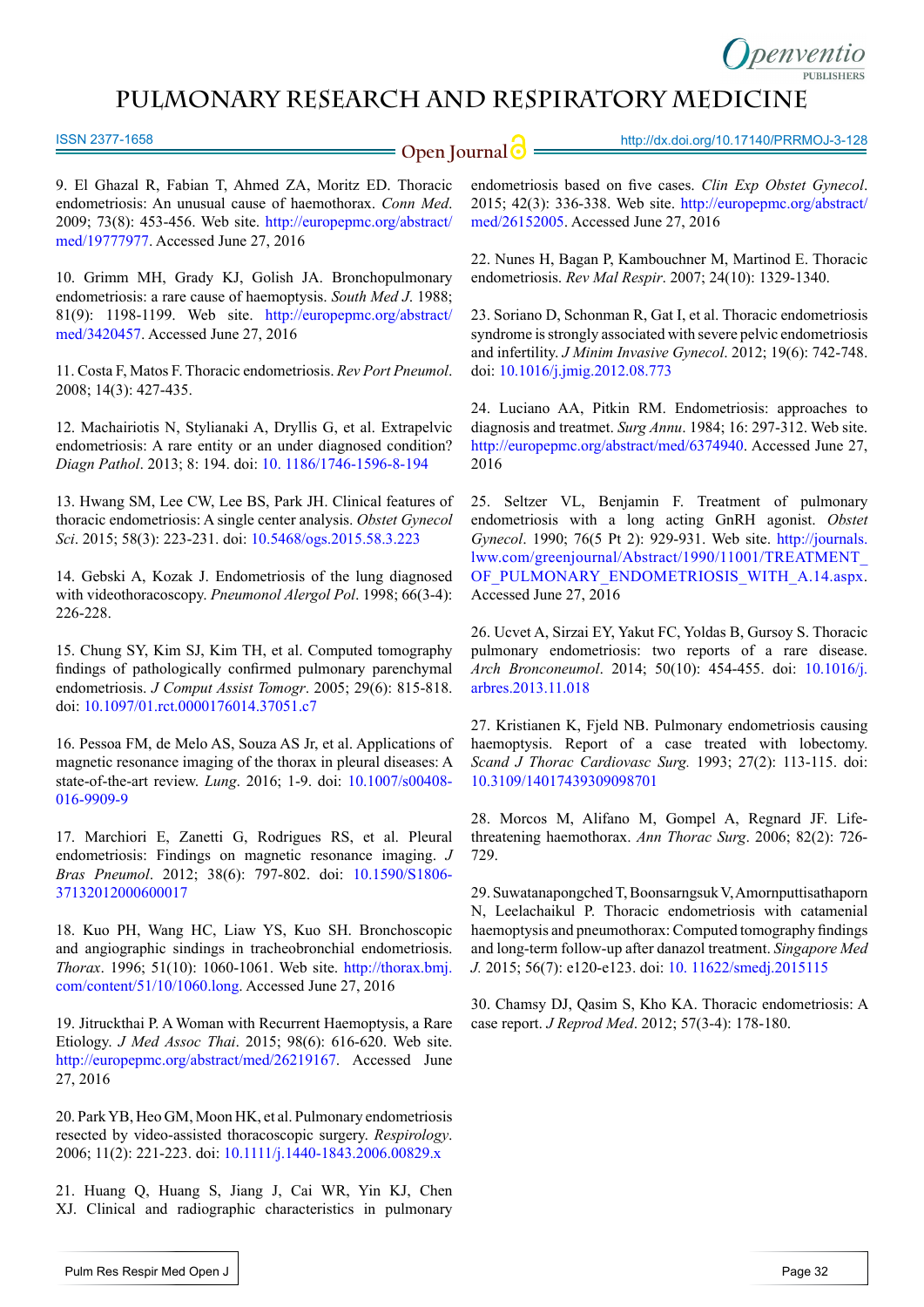9. El Ghazal R, Fabian T, Ahmed ZA, Moritz ED. Thoracic endometriosis: An unusual cause of haemothorax. *Conn Med*. 2009; 73(8): 453-456. Web site. http://europepmc.org/abstract/med/19777977. Accessed June 27, 2016

10. Grimm MH, Grady KJ, Golish JA. Bronchopulmonary endometriosis: a rare cause of haemoptysis. *South Med J*. 1988; 81(9): 1198-1199. Web site. http://europepmc.org/abstract/med/3420457. Accessed June 27, 2016

11. Costa F, Matos F. Thoracic endometriosis. *Rev Port Pneumol*. 2008; 14(3): 427-435.

12. Machairiotis N, Stylianaki A, Dryllis G, et al. Extrapelvic endometriosis: A rare entity or an under diagnosed condition? *Diagn Pathol*. 2013; 8: 194. doi: 10. 1186/1746-1596-8-194

13. Hwang SM, Lee CW, Lee BS, Park JH. Clinical features of thoracic endometriosis: A single center analysis. *Obstet Gynecol Sci*. 2015; 58(3): 223-231. doi: 10.5468/ogs.2015.58.3.223

14. Gebski A, Kozak J. Endometriosis of the lung diagnosed with videothoracoscopy. *Pneumonol Alergol Pol*. 1998; 66(3-4): 226-228.

15. Chung SY, Kim SJ, Kim TH, et al. Computed tomography findings of pathologically confirmed pulmonary parenchymal endometriosis. *J Comput Assist Tomogr*. 2005; 29(6): 815-818. doi: 10.1097/01.rct.0000176014.37051.c7

16. Pessoa FM, de Melo AS, Souza AS Jr, et al. Applications of magnetic resonance imaging of the thorax in pleural diseases: A state-of-the-art review. *Lung*. 2016; 1-9. doi: 10.1007/s00408-016-9909-9

17. Marchiori E, Zanetti G, Rodrigues RS, et al. Pleural endometriosis: Findings on magnetic resonance imaging. *J Bras Pneumol*. 2012; 38(6): 797-802. doi: 10.1590/S1806-37132012000600017

18. Kuo PH, Wang HC, Liaw YS, Kuo SH. Bronchoscopic and angiographic sindings in tracheobronchial endometriosis. *Thorax*. 1996; 51(10): 1060-1061. Web site. http://thorax.bmj.com/content/51/10/1060.long. Accessed June 27, 2016

19. Jitruckthai P. A Woman with Recurrent Haemoptysis, a Rare Etiology. *J Med Assoc Thai*. 2015; 98(6): 616-620. Web site. http://europepmc.org/abstract/med/26219167. Accessed June 27, 2016

20. Park YB, Heo GM, Moon HK, et al. Pulmonary endometriosis resected by video-assisted thoracoscopic surgery. *Respirology*. 2006; 11(2): 221-223. doi: 10.1111/j.1440-1843.2006.00829.x

21. Huang Q, Huang S, Jiang J, Cai WR, Yin KJ, Chen XJ. Clinical and radiographic characteristics in pulmonary endometriosis based on five cases. *Clin Exp Obstet Gynecol*. 2015; 42(3): 336-338. Web site. http://europepmc.org/abstract/med/26152005. Accessed June 27, 2016

22. Nunes H, Bagan P, Kambouchner M, Martinod E. Thoracic endometriosis. *Rev Mal Respir*. 2007; 24(10): 1329-1340.

23. Soriano D, Schonman R, Gat I, et al. Thoracic endometriosis syndrome is strongly associated with severe pelvic endometriosis and infertility. *J Minim Invasive Gynecol*. 2012; 19(6): 742-748. doi: 10.1016/j.jmig.2012.08.773

24. Luciano AA, Pitkin RM. Endometriosis: approaches to diagnosis and treatmet. *Surg Annu*. 1984; 16: 297-312. Web site. http://europepmc.org/abstract/med/6374940. Accessed June 27, 2016

25. Seltzer VL, Benjamin F. Treatment of pulmonary endometriosis with a long acting GnRH agonist. *Obstet Gynecol*. 1990; 76(5 Pt 2): 929-931. Web site. http://journals.lww.com/greenjournal/Abstract/1990/11001/TREATMENT_OF_PULMONARY_ENDOMETRIOSIS_WITH_A.14.aspx. Accessed June 27, 2016

26. Ucvet A, Sirzai EY, Yakut FC, Yoldas B, Gursoy S. Thoracic pulmonary endometriosis: two reports of a rare disease. *Arch Bronconeumol*. 2014; 50(10): 454-455. doi: 10.1016/j.arbres.2013.11.018

27. Kristianen K, Fjeld NB. Pulmonary endometriosis causing haemoptysis. Report of a case treated with lobectomy. *Scand J Thorac Cardiovasc Surg.* 1993; 27(2): 113-115. doi: 10.3109/14017439309098701

28. Morcos M, Alifano M, Gompel A, Regnard JF. Life-threatening haemothorax. *Ann Thorac Surg*. 2006; 82(2): 726-729.

29. Suwatanapongched T, Boonsarngsuk V, Amornputtisathaporn N, Leelachaikul P. Thoracic endometriosis with catamenial haemoptysis and pneumothorax: Computed tomography findings and long-term follow-up after danazol treatment. *Singapore Med J*. 2015; 56(7): e120-e123. doi: 10. 11622/smedj.2015115

30. Chamsy DJ, Qasim S, Kho KA. Thoracic endometriosis: A case report. *J Reprod Med*. 2012; 57(3-4): 178-180.